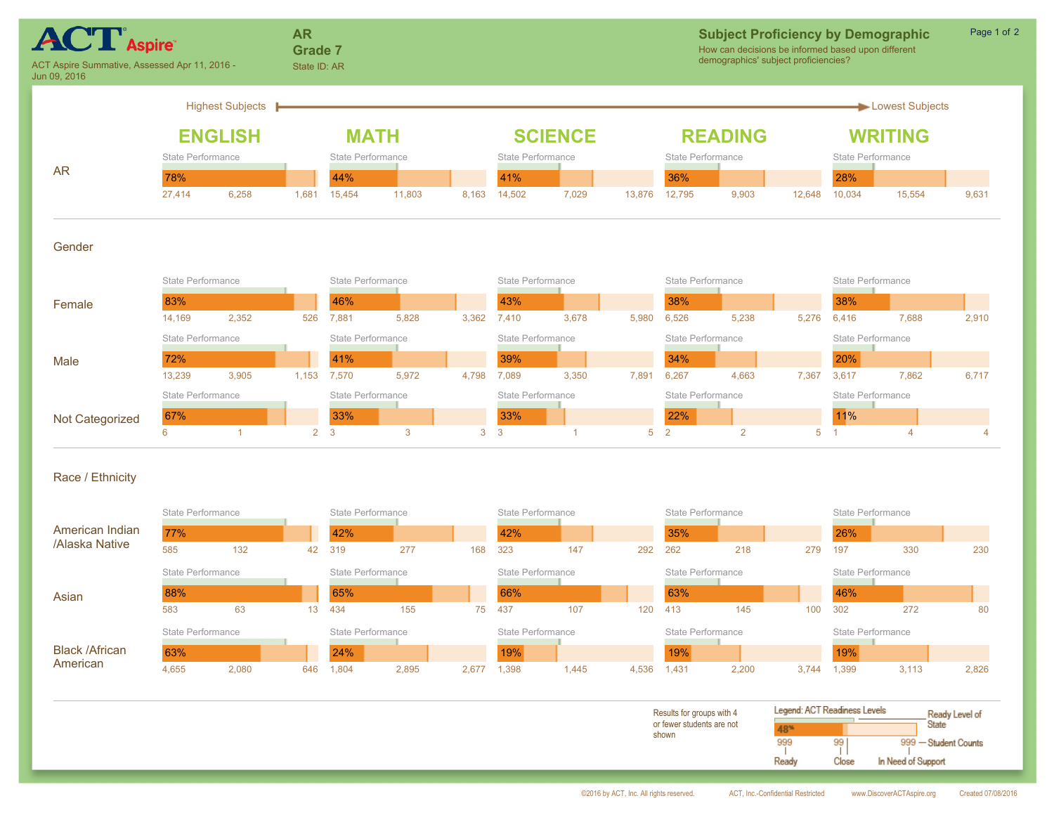# ACT Aspire

ACT Aspire Summative, Assessed Apr 11, 2016 - Jun 09, 2016

**AR**
**Grade 7**
State ID: AR

## Subject Proficiency by Demographic

How can decisions be informed based upon different demographics' subject proficiencies?

Highest Subjects → Lowest Subjects

| | ENGLISH | | | | MATH | | | | SCIENCE | | | | READING | | | | WRITING | | | |
|---|---|---|---|---|---|---|---|---|---|---|---|---|---|---|---|---|---|---|---|---|
| | % Ready | Ready | Close | In Need of Support | % Ready | Ready | Close | In Need of Support | % Ready | Ready | Close | In Need of Support | % Ready | Ready | Close | In Need of Support | % Ready | Ready | Close | In Need of Support |
| **AR** | 78% | 27,414 | 6,258 | 1,681 | 44% | 15,454 | 11,803 | 8,163 | 41% | 14,502 | 7,029 | 13,876 | 36% | 12,795 | 9,903 | 12,648 | 28% | 10,034 | 15,554 | 9,631 |
| **Gender** | | | | | | | | | | | | | | | | | | | | |
| Female | 83% | 14,169 | 2,352 | 526 | 46% | 7,881 | 5,828 | 3,362 | 43% | 7,410 | 3,678 | 5,980 | 38% | 6,526 | 5,238 | 5,276 | 38% | 6,416 | 7,688 | 2,910 |
| Male | 72% | 13,239 | 3,905 | 1,153 | 41% | 7,570 | 5,972 | 4,798 | 39% | 7,089 | 3,350 | 7,891 | 34% | 6,267 | 4,663 | 7,367 | 20% | 3,617 | 7,862 | 6,717 |
| Not Categorized | 67% | 6 | 1 | 2 | 33% | 3 | 3 | 3 | 33% | 3 | 1 | 5 | 22% | 2 | 2 | 5 | 11% | 1 | 4 | 4 |
| **Race / Ethnicity** | | | | | | | | | | | | | | | | | | | | |
| American Indian /Alaska Native | 77% | 585 | 132 | 42 | 42% | 319 | 277 | 168 | 42% | 323 | 147 | 292 | 35% | 262 | 218 | 279 | 26% | 197 | 330 | 230 |
| Asian | 88% | 583 | 63 | 13 | 65% | 434 | 155 | 75 | 66% | 437 | 107 | 120 | 63% | 413 | 145 | 100 | 46% | 302 | 272 | 80 |
| Black /African American | 63% | 4,655 | 2,080 | 646 | 24% | 1,804 | 2,895 | 2,677 | 19% | 1,398 | 1,445 | 4,536 | 19% | 1,431 | 2,200 | 3,744 | 19% | 1,399 | 3,113 | 2,826 |

Results for groups with 4 or fewer students are not shown

Legend: ACT Readiness Levels — Ready Level of State; Student Counts: Ready, Close, In Need of Support

©2016 by ACT, Inc. All rights reserved. ACT, Inc.-Confidential Restricted www.DiscoverACTAspire.org Created 07/08/2016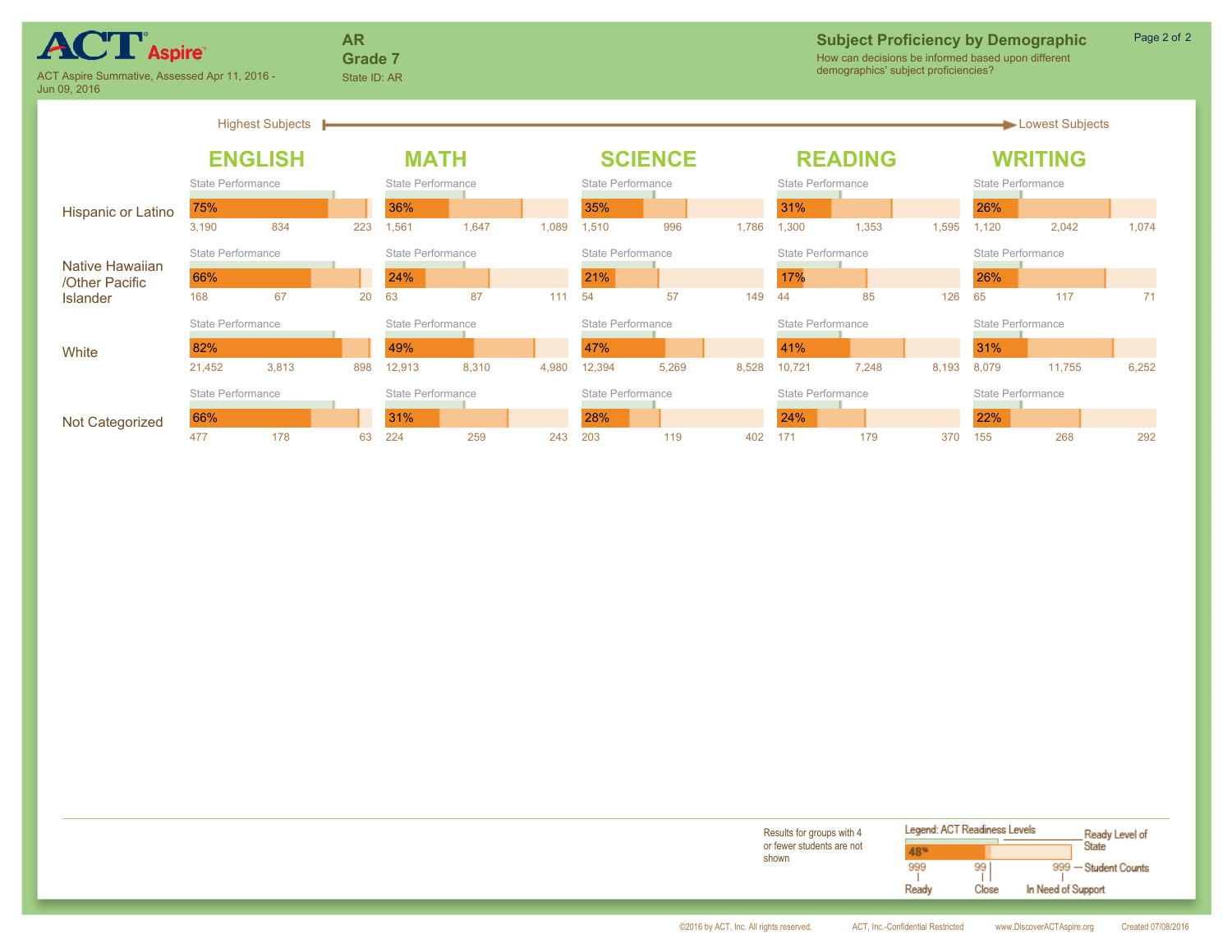ACT Aspire

ACT Aspire Summative, Assessed Apr 11, 2016 - Jun 09, 2016

**AR**
**Grade 7**
State ID: AR

## Subject Proficiency by Demographic

How can decisions be informed based upon different demographics' subject proficiencies?

Highest Subjects → Lowest Subjects

ENGLISH | MATH | SCIENCE | READING | WRITING

State Performance

Hispanic or Latino
75% — 3,190 / 834 / 223
36% — 1,561 / 1,647 / 1,089
35% — 1,510 / 996 / 1,786
31% — 1,300 / 1,353 / 1,595
26% — 1,120 / 2,042 / 1,074

Native Hawaiian /Other Pacific Islander
66% — 168 / 67 / 20
24% — 63 / 87 / 111
21% — 54 / 57 / 149
17% — 44 / 85 / 126
26% — 65 / 117 / 71

White
82% — 21,452 / 3,813 / 898
49% — 12,913 / 8,310 / 4,980
47% — 12,394 / 5,269 / 8,528
41% — 10,721 / 7,248 / 8,193
31% — 8,079 / 11,755 / 6,252

Not Categorized
66% — 477 / 178 / 63
31% — 224 / 259 / 243
28% — 203 / 119 / 402
24% — 171 / 179 / 370
22% — 155 / 268 / 292

Results for groups with 4 or fewer students are not shown

Legend: ACT Readiness Levels
48%
999 Ready
99 Close
999 In Need of Support
Ready Level of State
Student Counts

©2016 by ACT, Inc. All rights reserved. ACT, Inc.-Confidential Restricted www.DiscoverACTAspire.org Created 07/08/2016